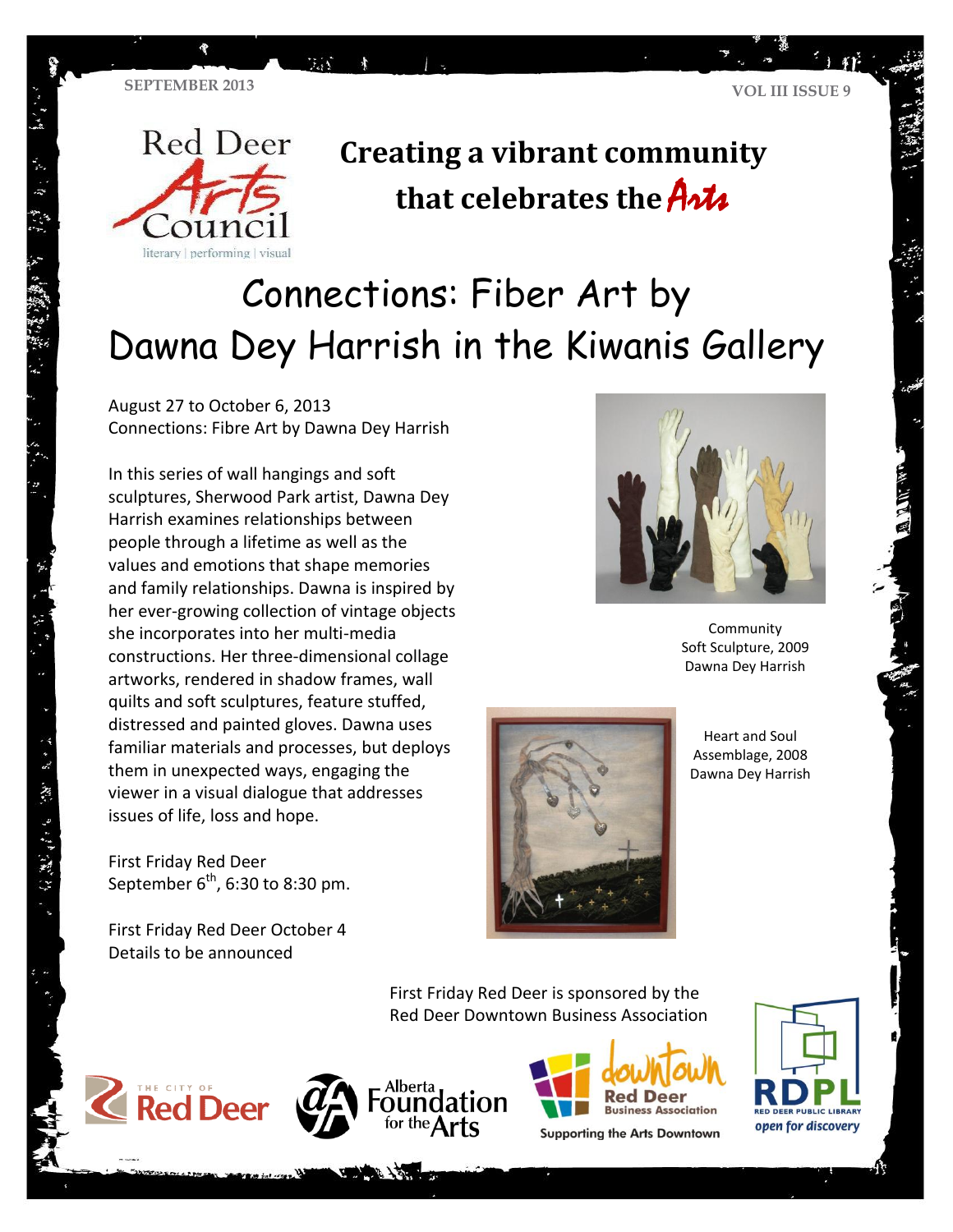SEPTEMBER 2013

Red Deer Arts Council
literary | performing | visual

# Creating a vibrant community that celebrates the Arts

# Connections: Fiber Art by Dawna Dey Harrish in the Kiwanis Gallery

August 27 to October 6, 2013
Connections: Fibre Art by Dawna Dey Harrish

In this series of wall hangings and soft sculptures, Sherwood Park artist, Dawna Dey Harrish examines relationships between people through a lifetime as well as the values and emotions that shape memories and family relationships. Dawna is inspired by her ever-growing collection of vintage objects she incorporates into her multi-media constructions. Her three-dimensional collage artworks, rendered in shadow frames, wall quilts and soft sculptures, feature stuffed, distressed and painted gloves. Dawna uses familiar materials and processes, but deploys them in unexpected ways, engaging the viewer in a visual dialogue that addresses issues of life, loss and hope.

First Friday Red Deer
September 6th, 6:30 to 8:30 pm.

First Friday Red Deer October 4
Details to be announced

Community
Soft Sculpture, 2009
Dawna Dey Harrish

Heart and Soul
Assemblage, 2008
Dawna Dey Harrish

First Friday Red Deer is sponsored by the Red Deer Downtown Business Association

The City of Red Deer | Alberta Foundation for the Arts | downtown Red Deer Business Association – Supporting the Arts Downtown | RDPL Red Deer Public Library – open for discovery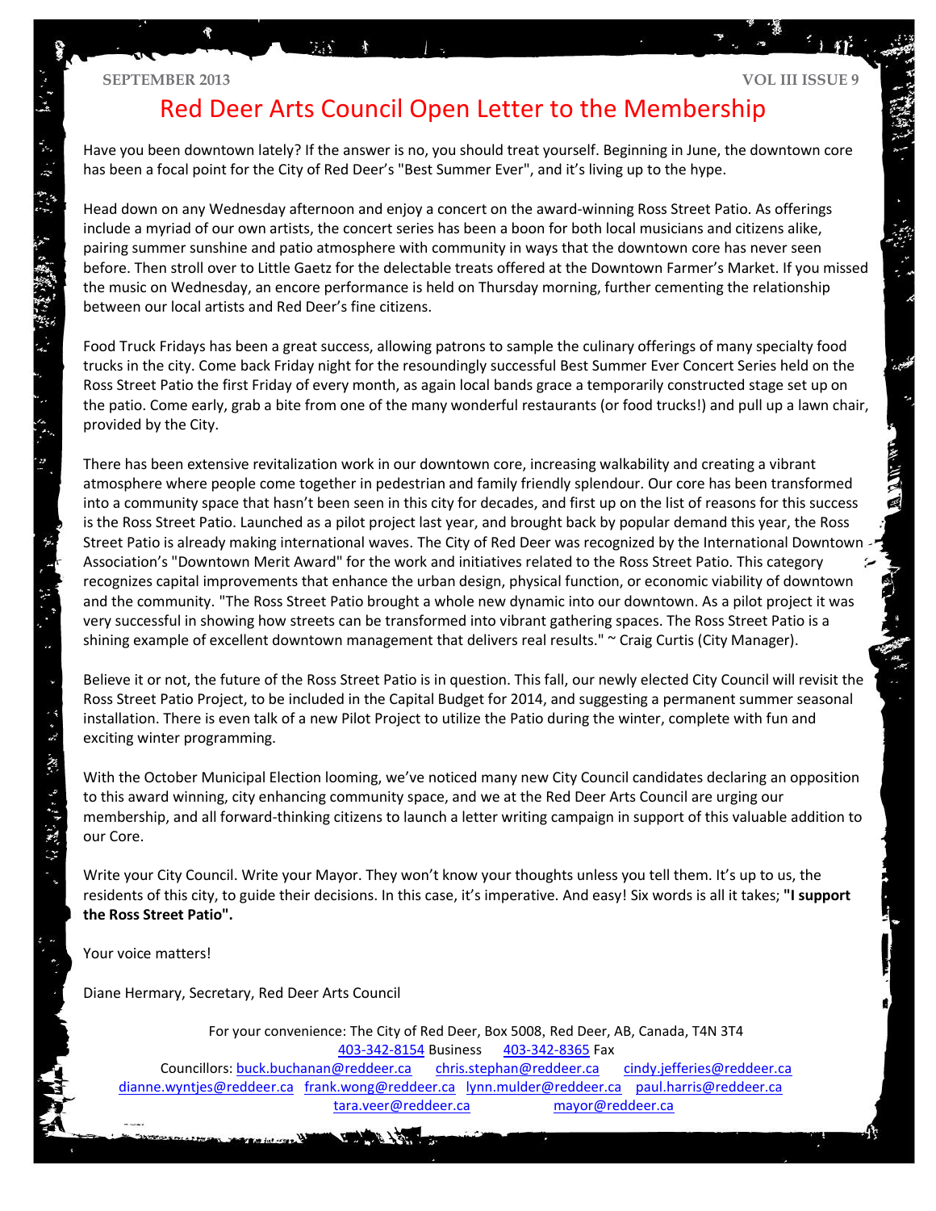# Red Deer Arts Council Open Letter to the Membership

Have you been downtown lately? If the answer is no, you should treat yourself. Beginning in June, the downtown core has been a focal point for the City of Red Deer's "Best Summer Ever", and it's living up to the hype.

Head down on any Wednesday afternoon and enjoy a concert on the award-winning Ross Street Patio. As offerings include a myriad of our own artists, the concert series has been a boon for both local musicians and citizens alike, pairing summer sunshine and patio atmosphere with community in ways that the downtown core has never seen before. Then stroll over to Little Gaetz for the delectable treats offered at the Downtown Farmer's Market. If you missed the music on Wednesday, an encore performance is held on Thursday morning, further cementing the relationship between our local artists and Red Deer's fine citizens.

Food Truck Fridays has been a great success, allowing patrons to sample the culinary offerings of many specialty food trucks in the city. Come back Friday night for the resoundingly successful Best Summer Ever Concert Series held on the Ross Street Patio the first Friday of every month, as again local bands grace a temporarily constructed stage set up on the patio. Come early, grab a bite from one of the many wonderful restaurants (or food trucks!) and pull up a lawn chair, provided by the City.

There has been extensive revitalization work in our downtown core, increasing walkability and creating a vibrant atmosphere where people come together in pedestrian and family friendly splendour. Our core has been transformed into a community space that hasn't been seen in this city for decades, and first up on the list of reasons for this success is the Ross Street Patio. Launched as a pilot project last year, and brought back by popular demand this year, the Ross Street Patio is already making international waves. The City of Red Deer was recognized by the International Downtown Association's "Downtown Merit Award" for the work and initiatives related to the Ross Street Patio. This category recognizes capital improvements that enhance the urban design, physical function, or economic viability of downtown and the community. "The Ross Street Patio brought a whole new dynamic into our downtown. As a pilot project it was very successful in showing how streets can be transformed into vibrant gathering spaces. The Ross Street Patio is a shining example of excellent downtown management that delivers real results." ~ Craig Curtis (City Manager).

Believe it or not, the future of the Ross Street Patio is in question. This fall, our newly elected City Council will revisit the Ross Street Patio Project, to be included in the Capital Budget for 2014, and suggesting a permanent summer seasonal installation. There is even talk of a new Pilot Project to utilize the Patio during the winter, complete with fun and exciting winter programming.

With the October Municipal Election looming, we've noticed many new City Council candidates declaring an opposition to this award winning, city enhancing community space, and we at the Red Deer Arts Council are urging our membership, and all forward-thinking citizens to launch a letter writing campaign in support of this valuable addition to our Core.

Write your City Council. Write your Mayor. They won't know your thoughts unless you tell them. It's up to us, the residents of this city, to guide their decisions. In this case, it's imperative. And easy! Six words is all it takes; **"I support the Ross Street Patio".**

Your voice matters!

Diane Hermary, Secretary, Red Deer Arts Council

For your convenience: The City of Red Deer, Box 5008, Red Deer, AB, Canada, T4N 3T4
403-342-8154 Business 403-342-8365 Fax
Councillors: buck.buchanan@reddeer.ca chris.stephan@reddeer.ca cindy.jefferies@reddeer.ca dianne.wyntjes@reddeer.ca frank.wong@reddeer.ca lynn.mulder@reddeer.ca paul.harris@reddeer.ca tara.veer@reddeer.ca mayor@reddeer.ca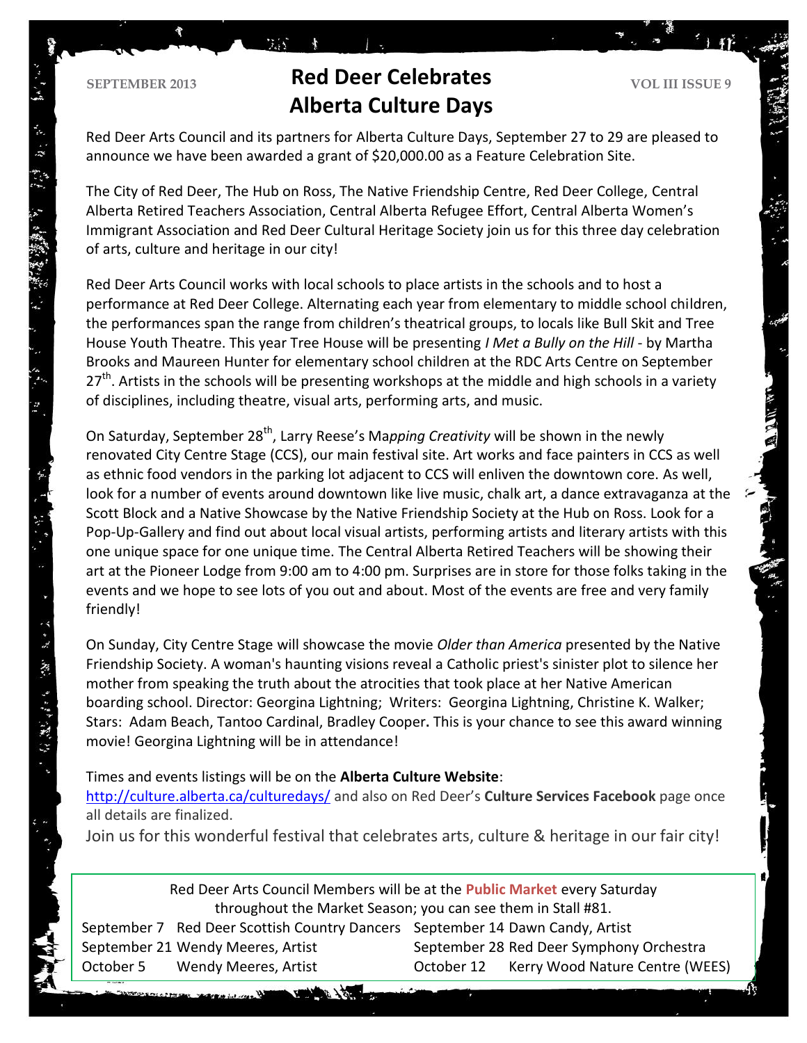# Red Deer Celebrates Alberta Culture Days

Red Deer Arts Council and its partners for Alberta Culture Days, September 27 to 29 are pleased to announce we have been awarded a grant of $20,000.00 as a Feature Celebration Site.

The City of Red Deer, The Hub on Ross, The Native Friendship Centre, Red Deer College, Central Alberta Retired Teachers Association, Central Alberta Refugee Effort, Central Alberta Women's Immigrant Association and Red Deer Cultural Heritage Society join us for this three day celebration of arts, culture and heritage in our city!

Red Deer Arts Council works with local schools to place artists in the schools and to host a performance at Red Deer College. Alternating each year from elementary to middle school children, the performances span the range from children's theatrical groups, to locals like Bull Skit and Tree House Youth Theatre. This year Tree House will be presenting *I Met a Bully on the Hill* - by Martha Brooks and Maureen Hunter for elementary school children at the RDC Arts Centre on September 27th. Artists in the schools will be presenting workshops at the middle and high schools in a variety of disciplines, including theatre, visual arts, performing arts, and music.

On Saturday, September 28th, Larry Reese's Ma*pping Creativity* will be shown in the newly renovated City Centre Stage (CCS), our main festival site. Art works and face painters in CCS as well as ethnic food vendors in the parking lot adjacent to CCS will enliven the downtown core. As well, look for a number of events around downtown like live music, chalk art, a dance extravaganza at the Scott Block and a Native Showcase by the Native Friendship Society at the Hub on Ross. Look for a Pop-Up-Gallery and find out about local visual artists, performing artists and literary artists with this one unique space for one unique time. The Central Alberta Retired Teachers will be showing their art at the Pioneer Lodge from 9:00 am to 4:00 pm. Surprises are in store for those folks taking in the events and we hope to see lots of you out and about. Most of the events are free and very family friendly!

On Sunday, City Centre Stage will showcase the movie *Older than America* presented by the Native Friendship Society. A woman's haunting visions reveal a Catholic priest's sinister plot to silence her mother from speaking the truth about the atrocities that took place at her Native American boarding school. Director: Georgina Lightning; Writers: Georgina Lightning, Christine K. Walker; Stars: Adam Beach, Tantoo Cardinal, Bradley Cooper**.** This is your chance to see this award winning movie! Georgina Lightning will be in attendance!

Times and events listings will be on the **Alberta Culture Website**: http://culture.alberta.ca/culturedays/ and also on Red Deer's **Culture Services Facebook** page once all details are finalized.

Join us for this wonderful festival that celebrates arts, culture & heritage in our fair city!

Red Deer Arts Council Members will be at the **Public Market** every Saturday throughout the Market Season; you can see them in Stall #81.

| Date | Participant | Date | Participant |
|---|---|---|---|
| September 7 | Red Deer Scottish Country Dancers | September 14 | Dawn Candy, Artist |
| September 21 | Wendy Meeres, Artist | September 28 | Red Deer Symphony Orchestra |
| October 5 | Wendy Meeres, Artist | October 12 | Kerry Wood Nature Centre (WEES) |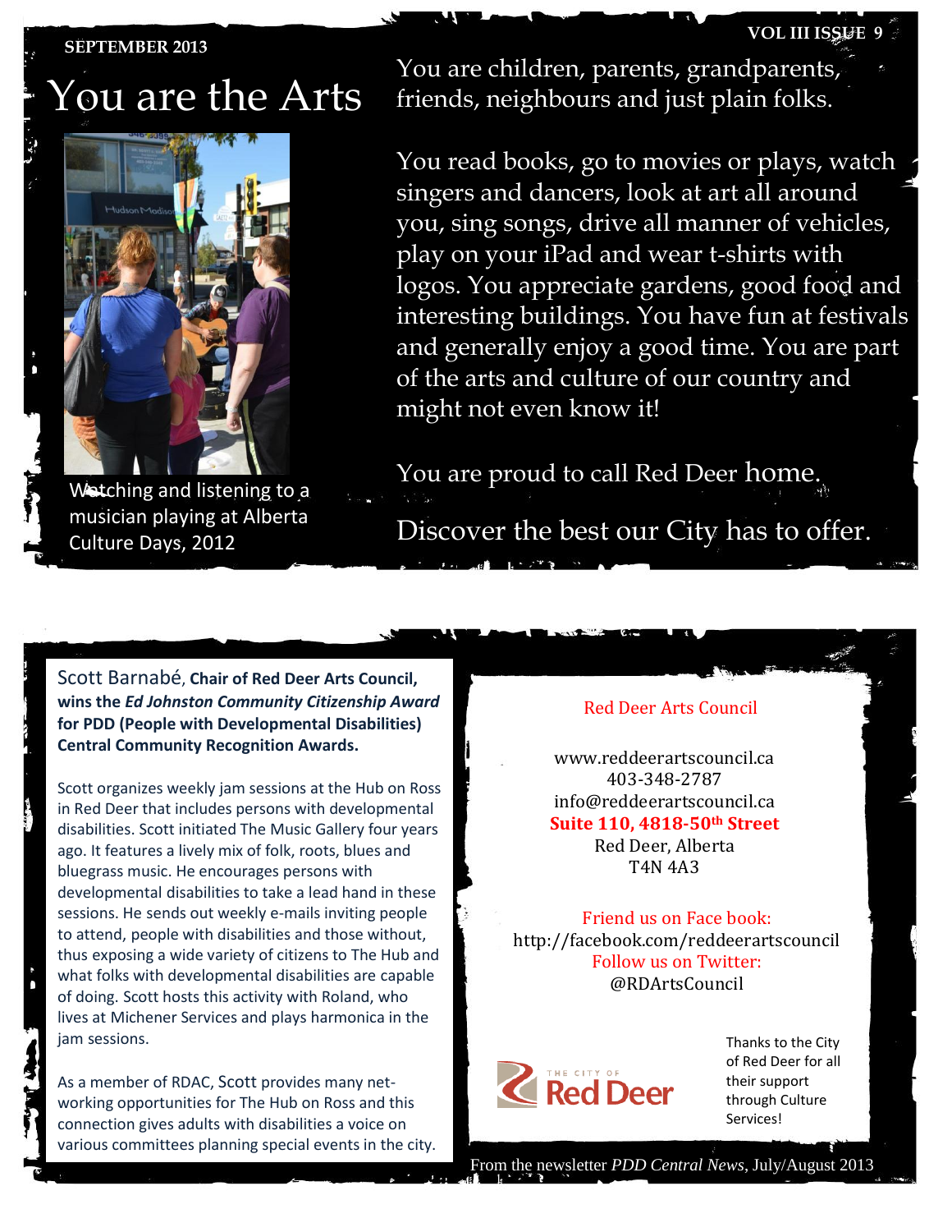SEPTEMBER 2013

# You are the Arts

Watching and listening to a musician playing at Alberta Culture Days, 2012

You are children, parents, grandparents, friends, neighbours and just plain folks.

You read books, go to movies or plays, watch singers and dancers, look at art all around you, sing songs, drive all manner of vehicles, play on your iPad and wear t-shirts with logos. You appreciate gardens, good food and interesting buildings. You have fun at festivals and generally enjoy a good time. You are part of the arts and culture of our country and might not even know it!

You are proud to call Red Deer home.

Discover the best our City has to offer.

## Scott Barnabé, **Chair of Red Deer Arts Council, wins the *Ed Johnston Community Citizenship Award* for PDD (People with Developmental Disabilities) Central Community Recognition Awards.**

Scott organizes weekly jam sessions at the Hub on Ross in Red Deer that includes persons with developmental disabilities. Scott initiated The Music Gallery four years ago. It features a lively mix of folk, roots, blues and bluegrass music. He encourages persons with developmental disabilities to take a lead hand in these sessions. He sends out weekly e-mails inviting people to attend, people with disabilities and those without, thus exposing a wide variety of citizens to The Hub and what folks with developmental disabilities are capable of doing. Scott hosts this activity with Roland, who lives at Michener Services and plays harmonica in the jam sessions.

As a member of RDAC, Scott provides many net-working opportunities for The Hub on Ross and this connection gives adults with disabilities a voice on various committees planning special events in the city.

From the newsletter *PDD Central News*, July/August 2013

**Red Deer Arts Council**

www.reddeerartscouncil.ca
403-348-2787
info@reddeerartscouncil.ca
**Suite 110, 4818-50th Street**
Red Deer, Alberta
T4N 4A3

Friend us on Face book:
http://facebook.com/reddeerartscouncil
Follow us on Twitter:
@RDArtsCouncil

THE CITY OF Red Deer

Thanks to the City of Red Deer for all their support through Culture Services!